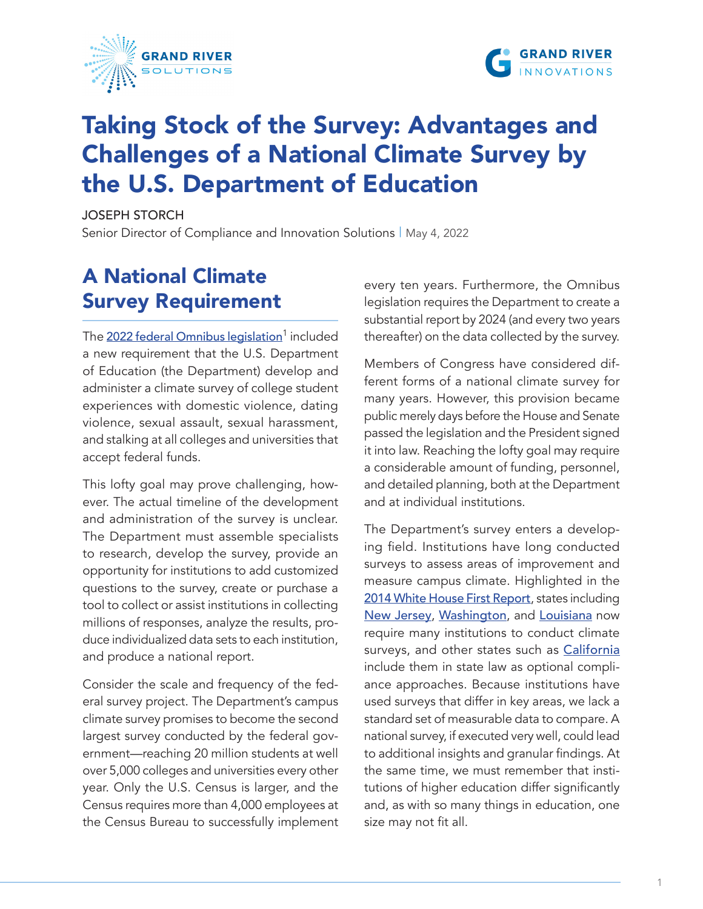GRAND RIVER SOLUTIONS

GRAND RIVER INNOVATIONS

# Taking Stock of the Survey: Advantages and Challenges of a National Climate Survey by the U.S. Department of Education

JOSEPH STORCH

Senior Director of Compliance and Innovation Solutions | May 4, 2022

## A National Climate Survey Requirement

The 2022 federal Omnibus legislation[1] included a new requirement that the U.S. Department of Education (the Department) develop and administer a climate survey of college student experiences with domestic violence, dating violence, sexual assault, sexual harassment, and stalking at all colleges and universities that accept federal funds.

This lofty goal may prove challenging, however. The actual timeline of the development and administration of the survey is unclear. The Department must assemble specialists to research, develop the survey, provide an opportunity for institutions to add customized questions to the survey, create or purchase a tool to collect or assist institutions in collecting millions of responses, analyze the results, produce individualized data sets to each institution, and produce a national report.

Consider the scale and frequency of the federal survey project. The Department's campus climate survey promises to become the second largest survey conducted by the federal government—reaching 20 million students at well over 5,000 colleges and universities every other year. Only the U.S. Census is larger, and the Census requires more than 4,000 employees at the Census Bureau to successfully implement every ten years. Furthermore, the Omnibus legislation requires the Department to create a substantial report by 2024 (and every two years thereafter) on the data collected by the survey.

Members of Congress have considered different forms of a national climate survey for many years. However, this provision became public merely days before the House and Senate passed the legislation and the President signed it into law. Reaching the lofty goal may require a considerable amount of funding, personnel, and detailed planning, both at the Department and at individual institutions.

The Department's survey enters a developing field. Institutions have long conducted surveys to assess areas of improvement and measure campus climate. Highlighted in the 2014 White House First Report, states including New Jersey, Washington, and Louisiana now require many institutions to conduct climate surveys, and other states such as California include them in state law as optional compliance approaches. Because institutions have used surveys that differ in key areas, we lack a standard set of measurable data to compare. A national survey, if executed very well, could lead to additional insights and granular findings. At the same time, we must remember that institutions of higher education differ significantly and, as with so many things in education, one size may not fit all.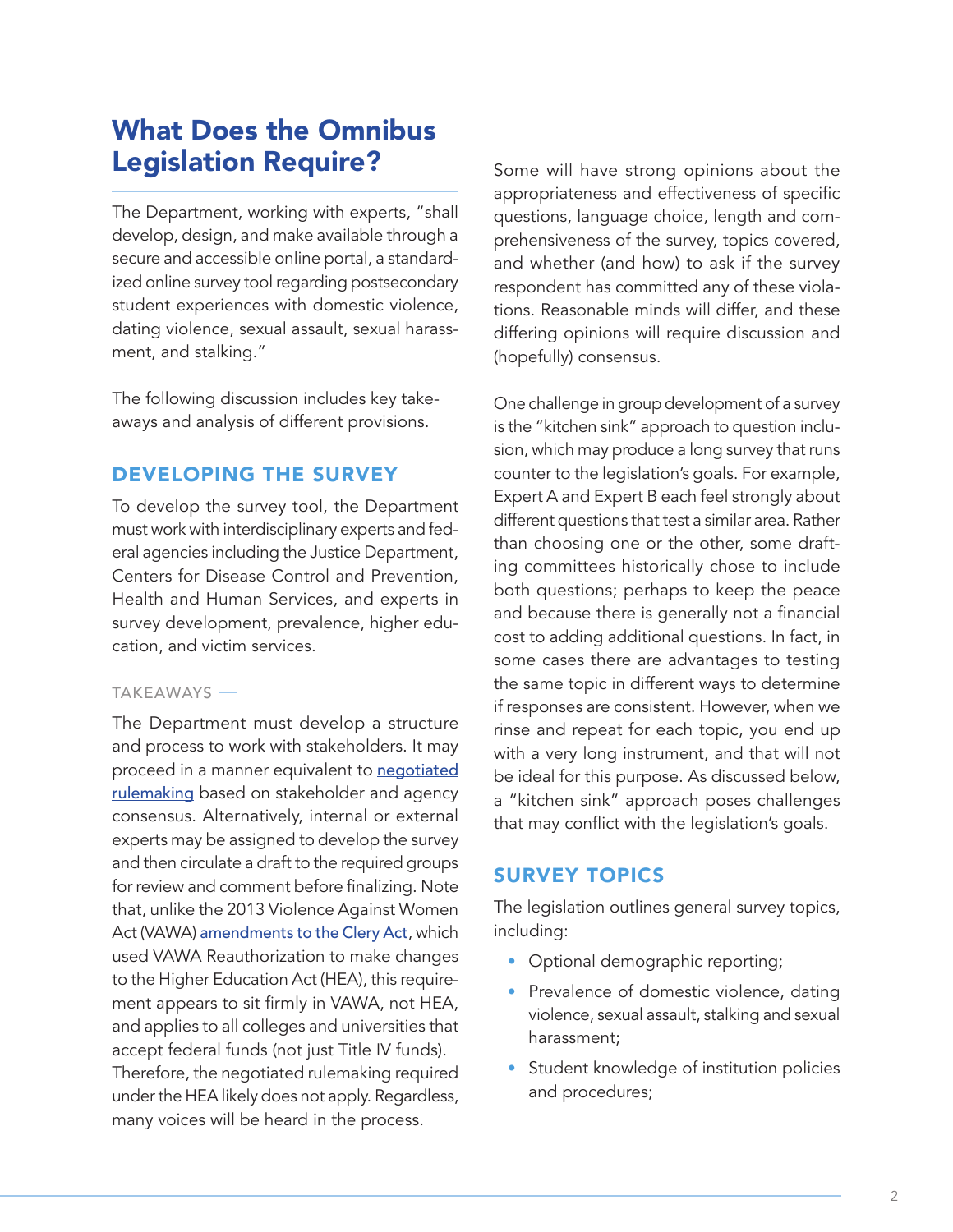# What Does the Omnibus Legislation Require?

The Department, working with experts, "shall develop, design, and make available through a secure and accessible online portal, a standardized online survey tool regarding postsecondary student experiences with domestic violence, dating violence, sexual assault, sexual harassment, and stalking."

The following discussion includes key takeaways and analysis of different provisions.

## DEVELOPING THE SURVEY

To develop the survey tool, the Department must work with interdisciplinary experts and federal agencies including the Justice Department, Centers for Disease Control and Prevention, Health and Human Services, and experts in survey development, prevalence, higher education, and victim services.

### TAKEAWAYS —

The Department must develop a structure and process to work with stakeholders. It may proceed in a manner equivalent to [negotiated rulemaking]() based on stakeholder and agency consensus. Alternatively, internal or external experts may be assigned to develop the survey and then circulate a draft to the required groups for review and comment before finalizing. Note that, unlike the 2013 Violence Against Women Act (VAWA) [amendments to the Clery Act](), which used VAWA Reauthorization to make changes to the Higher Education Act (HEA), this requirement appears to sit firmly in VAWA, not HEA, and applies to all colleges and universities that accept federal funds (not just Title IV funds). Therefore, the negotiated rulemaking required under the HEA likely does not apply. Regardless, many voices will be heard in the process.

Some will have strong opinions about the appropriateness and effectiveness of specific questions, language choice, length and comprehensiveness of the survey, topics covered, and whether (and how) to ask if the survey respondent has committed any of these violations. Reasonable minds will differ, and these differing opinions will require discussion and (hopefully) consensus.

One challenge in group development of a survey is the "kitchen sink" approach to question inclusion, which may produce a long survey that runs counter to the legislation's goals. For example, Expert A and Expert B each feel strongly about different questions that test a similar area. Rather than choosing one or the other, some drafting committees historically chose to include both questions; perhaps to keep the peace and because there is generally not a financial cost to adding additional questions. In fact, in some cases there are advantages to testing the same topic in different ways to determine if responses are consistent. However, when we rinse and repeat for each topic, you end up with a very long instrument, and that will not be ideal for this purpose. As discussed below, a "kitchen sink" approach poses challenges that may conflict with the legislation's goals.

## SURVEY TOPICS

The legislation outlines general survey topics, including:

- Optional demographic reporting;
- Prevalence of domestic violence, dating violence, sexual assault, stalking and sexual harassment;
- Student knowledge of institution policies and procedures;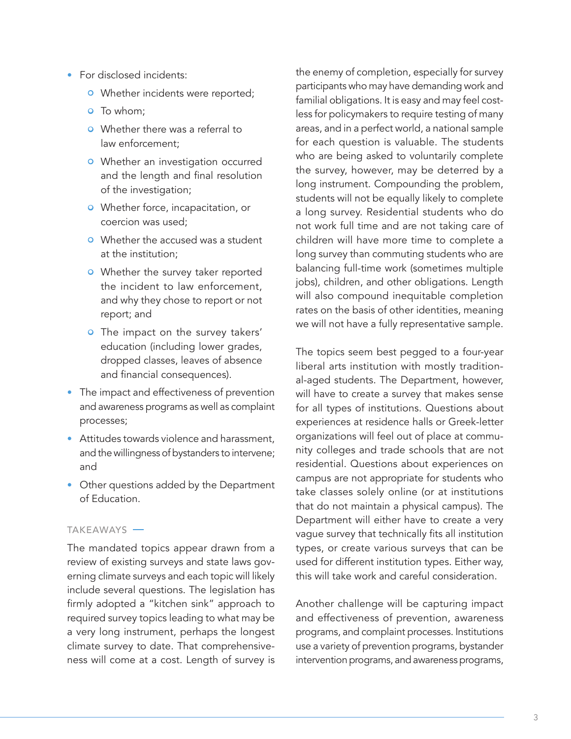- For disclosed incidents:
  - Whether incidents were reported;
  - To whom;
  - Whether there was a referral to law enforcement;
  - Whether an investigation occurred and the length and final resolution of the investigation;
  - Whether force, incapacitation, or coercion was used;
  - Whether the accused was a student at the institution;
  - Whether the survey taker reported the incident to law enforcement, and why they chose to report or not report; and
  - The impact on the survey takers' education (including lower grades, dropped classes, leaves of absence and financial consequences).
- The impact and effectiveness of prevention and awareness programs as well as complaint processes;
- Attitudes towards violence and harassment, and the willingness of bystanders to intervene; and
- Other questions added by the Department of Education.

### TAKEAWAYS —

The mandated topics appear drawn from a review of existing surveys and state laws governing climate surveys and each topic will likely include several questions. The legislation has firmly adopted a "kitchen sink" approach to required survey topics leading to what may be a very long instrument, perhaps the longest climate survey to date. That comprehensiveness will come at a cost. Length of survey is the enemy of completion, especially for survey participants who may have demanding work and familial obligations. It is easy and may feel costless for policymakers to require testing of many areas, and in a perfect world, a national sample for each question is valuable. The students who are being asked to voluntarily complete the survey, however, may be deterred by a long instrument. Compounding the problem, students will not be equally likely to complete a long survey. Residential students who do not work full time and are not taking care of children will have more time to complete a long survey than commuting students who are balancing full-time work (sometimes multiple jobs), children, and other obligations. Length will also compound inequitable completion rates on the basis of other identities, meaning we will not have a fully representative sample.

The topics seem best pegged to a four-year liberal arts institution with mostly traditional-aged students. The Department, however, will have to create a survey that makes sense for all types of institutions. Questions about experiences at residence halls or Greek-letter organizations will feel out of place at community colleges and trade schools that are not residential. Questions about experiences on campus are not appropriate for students who take classes solely online (or at institutions that do not maintain a physical campus). The Department will either have to create a very vague survey that technically fits all institution types, or create various surveys that can be used for different institution types. Either way, this will take work and careful consideration.

Another challenge will be capturing impact and effectiveness of prevention, awareness programs, and complaint processes. Institutions use a variety of prevention programs, bystander intervention programs, and awareness programs,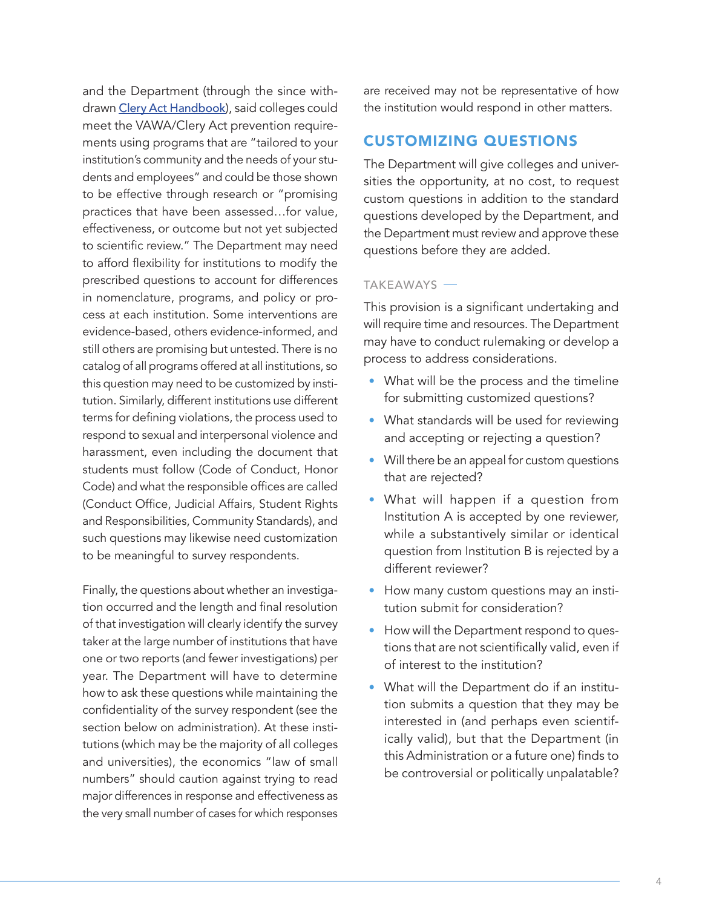and the Department (through the since withdrawn [Clery Act Handbook]), said colleges could meet the VAWA/Clery Act prevention requirements using programs that are "tailored to your institution's community and the needs of your students and employees" and could be those shown to be effective through research or "promising practices that have been assessed…for value, effectiveness, or outcome but not yet subjected to scientific review." The Department may need to afford flexibility for institutions to modify the prescribed questions to account for differences in nomenclature, programs, and policy or process at each institution. Some interventions are evidence-based, others evidence-informed, and still others are promising but untested. There is no catalog of all programs offered at all institutions, so this question may need to be customized by institution. Similarly, different institutions use different terms for defining violations, the process used to respond to sexual and interpersonal violence and harassment, even including the document that students must follow (Code of Conduct, Honor Code) and what the responsible offices are called (Conduct Office, Judicial Affairs, Student Rights and Responsibilities, Community Standards), and such questions may likewise need customization to be meaningful to survey respondents.

Finally, the questions about whether an investigation occurred and the length and final resolution of that investigation will clearly identify the survey taker at the large number of institutions that have one or two reports (and fewer investigations) per year. The Department will have to determine how to ask these questions while maintaining the confidentiality of the survey respondent (see the section below on administration). At these institutions (which may be the majority of all colleges and universities), the economics "law of small numbers" should caution against trying to read major differences in response and effectiveness as the very small number of cases for which responses are received may not be representative of how the institution would respond in other matters.

## CUSTOMIZING QUESTIONS

The Department will give colleges and universities the opportunity, at no cost, to request custom questions in addition to the standard questions developed by the Department, and the Department must review and approve these questions before they are added.

### TAKEAWAYS —

This provision is a significant undertaking and will require time and resources. The Department may have to conduct rulemaking or develop a process to address considerations.

- What will be the process and the timeline for submitting customized questions?
- What standards will be used for reviewing and accepting or rejecting a question?
- Will there be an appeal for custom questions that are rejected?
- What will happen if a question from Institution A is accepted by one reviewer, while a substantively similar or identical question from Institution B is rejected by a different reviewer?
- How many custom questions may an institution submit for consideration?
- How will the Department respond to questions that are not scientifically valid, even if of interest to the institution?
- What will the Department do if an institution submits a question that they may be interested in (and perhaps even scientifically valid), but that the Department (in this Administration or a future one) finds to be controversial or politically unpalatable?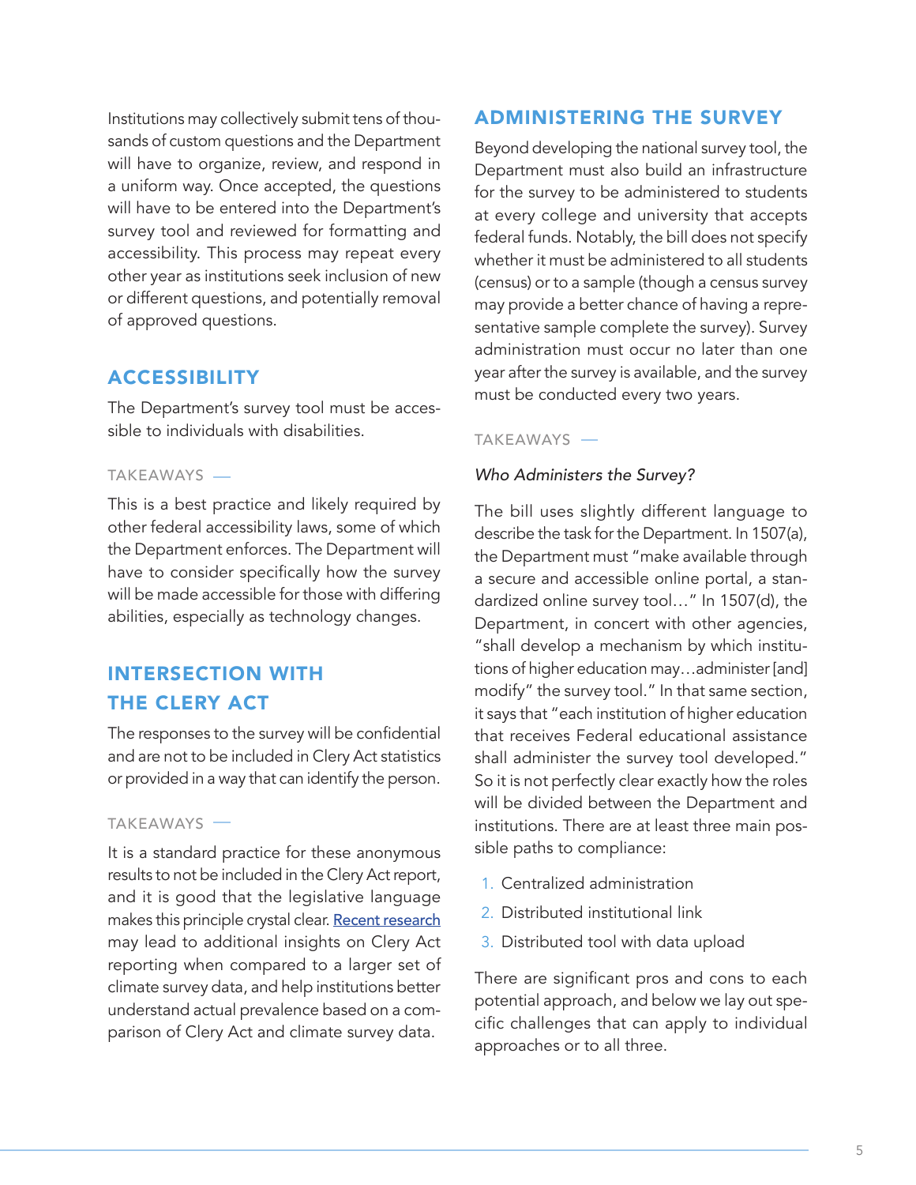Institutions may collectively submit tens of thousands of custom questions and the Department will have to organize, review, and respond in a uniform way. Once accepted, the questions will have to be entered into the Department's survey tool and reviewed for formatting and accessibility. This process may repeat every other year as institutions seek inclusion of new or different questions, and potentially removal of approved questions.

## ACCESSIBILITY

The Department's survey tool must be accessible to individuals with disabilities.

TAKEAWAYS —

This is a best practice and likely required by other federal accessibility laws, some of which the Department enforces. The Department will have to consider specifically how the survey will be made accessible for those with differing abilities, especially as technology changes.

## INTERSECTION WITH THE CLERY ACT

The responses to the survey will be confidential and are not to be included in Clery Act statistics or provided in a way that can identify the person.

TAKEAWAYS —

It is a standard practice for these anonymous results to not be included in the Clery Act report, and it is good that the legislative language makes this principle crystal clear. Recent research may lead to additional insights on Clery Act reporting when compared to a larger set of climate survey data, and help institutions better understand actual prevalence based on a comparison of Clery Act and climate survey data.

## ADMINISTERING THE SURVEY

Beyond developing the national survey tool, the Department must also build an infrastructure for the survey to be administered to students at every college and university that accepts federal funds. Notably, the bill does not specify whether it must be administered to all students (census) or to a sample (though a census survey may provide a better chance of having a representative sample complete the survey). Survey administration must occur no later than one year after the survey is available, and the survey must be conducted every two years.

TAKEAWAYS —

*Who Administers the Survey?*

The bill uses slightly different language to describe the task for the Department. In 1507(a), the Department must "make available through a secure and accessible online portal, a standardized online survey tool…" In 1507(d), the Department, in concert with other agencies, "shall develop a mechanism by which institutions of higher education may…administer [and] modify" the survey tool." In that same section, it says that "each institution of higher education that receives Federal educational assistance shall administer the survey tool developed." So it is not perfectly clear exactly how the roles will be divided between the Department and institutions. There are at least three main possible paths to compliance:

1. Centralized administration
2. Distributed institutional link
3. Distributed tool with data upload

There are significant pros and cons to each potential approach, and below we lay out specific challenges that can apply to individual approaches or to all three.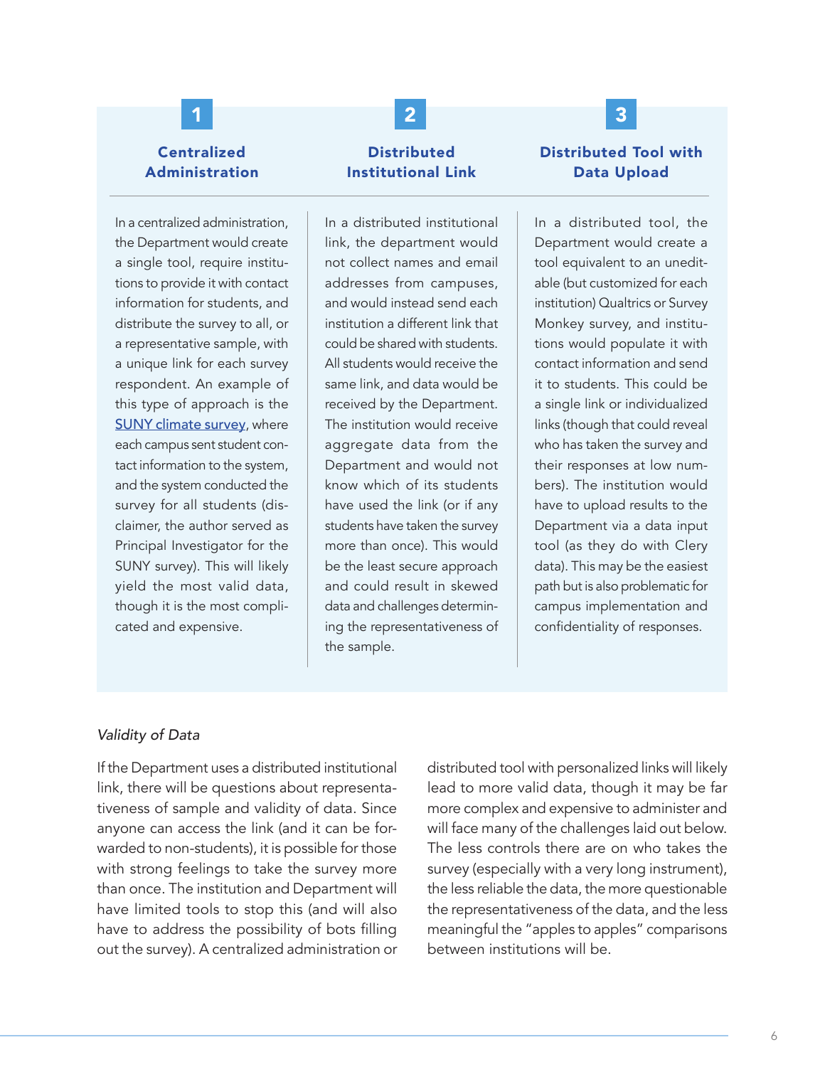### 1. Centralized Administration

In a centralized administration, the Department would create a single tool, require institutions to provide it with contact information for students, and distribute the survey to all, or a representative sample, with a unique link for each survey respondent. An example of this type of approach is the [SUNY climate survey](), where each campus sent student contact information to the system, and the system conducted the survey for all students (disclaimer, the author served as Principal Investigator for the SUNY survey). This will likely yield the most valid data, though it is the most complicated and expensive.

### 2. Distributed Institutional Link

In a distributed institutional link, the department would not collect names and email addresses from campuses, and would instead send each institution a different link that could be shared with students. All students would receive the same link, and data would be received by the Department. The institution would receive aggregate data from the Department and would not know which of its students have used the link (or if any students have taken the survey more than once). This would be the least secure approach and could result in skewed data and challenges determining the representativeness of the sample.

### 3. Distributed Tool with Data Upload

In a distributed tool, the Department would create a tool equivalent to an uneditable (but customized for each institution) Qualtrics or Survey Monkey survey, and institutions would populate it with contact information and send it to students. This could be a single link or individualized links (though that could reveal who has taken the survey and their responses at low numbers). The institution would have to upload results to the Department via a data input tool (as they do with Clery data). This may be the easiest path but is also problematic for campus implementation and confidentiality of responses.

*Validity of Data*

If the Department uses a distributed institutional link, there will be questions about representativeness of sample and validity of data. Since anyone can access the link (and it can be forwarded to non-students), it is possible for those with strong feelings to take the survey more than once. The institution and Department will have limited tools to stop this (and will also have to address the possibility of bots filling out the survey). A centralized administration or distributed tool with personalized links will likely lead to more valid data, though it may be far more complex and expensive to administer and will face many of the challenges laid out below. The less controls there are on who takes the survey (especially with a very long instrument), the less reliable the data, the more questionable the representativeness of the data, and the less meaningful the "apples to apples" comparisons between institutions will be.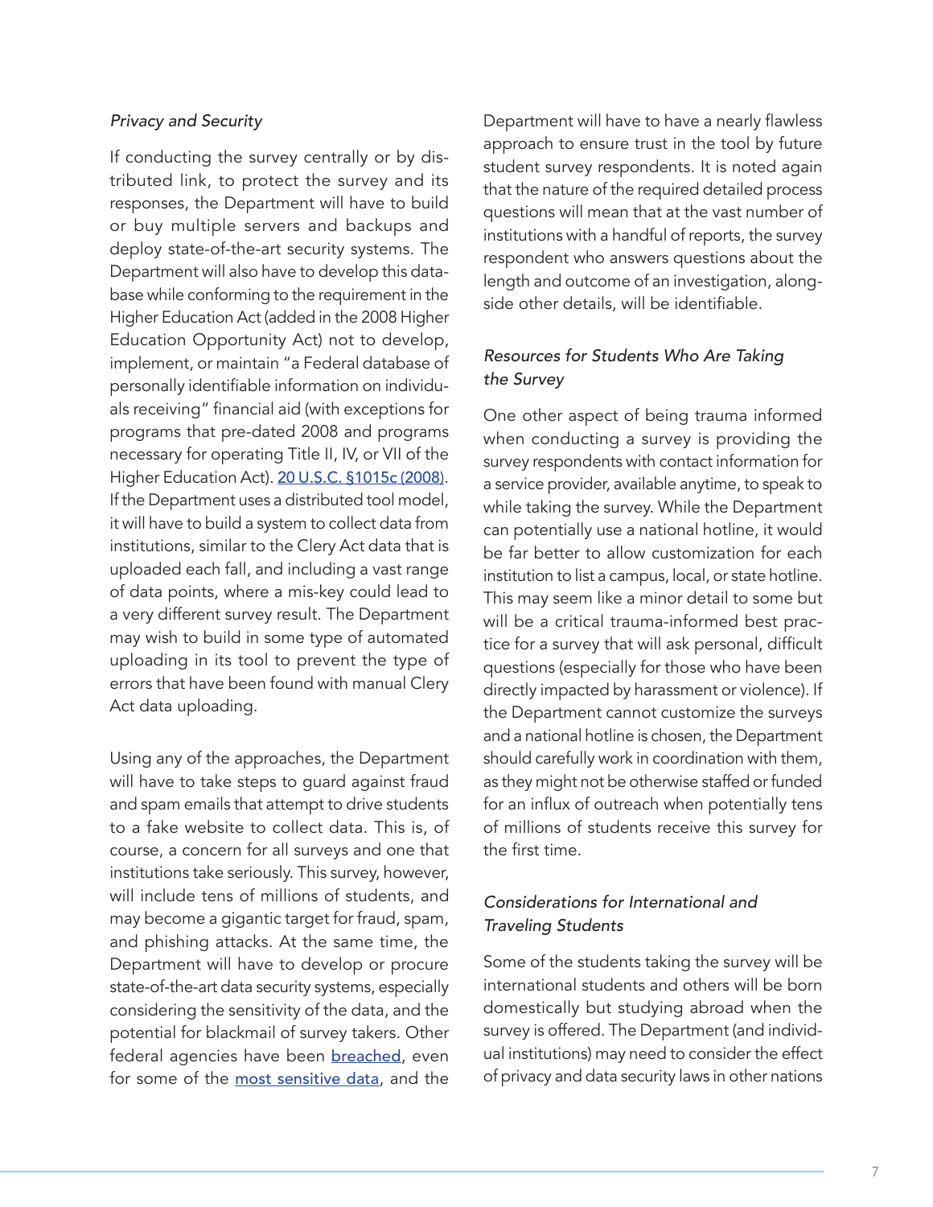### *Privacy and Security*

If conducting the survey centrally or by distributed link, to protect the survey and its responses, the Department will have to build or buy multiple servers and backups and deploy state-of-the-art security systems. The Department will also have to develop this database while conforming to the requirement in the Higher Education Act (added in the 2008 Higher Education Opportunity Act) not to develop, implement, or maintain "a Federal database of personally identifiable information on individuals receiving" financial aid (with exceptions for programs that pre-dated 2008 and programs necessary for operating Title II, IV, or VII of the Higher Education Act). [20 U.S.C. §1015c (2008)](). If the Department uses a distributed tool model, it will have to build a system to collect data from institutions, similar to the Clery Act data that is uploaded each fall, and including a vast range of data points, where a mis-key could lead to a very different survey result. The Department may wish to build in some type of automated uploading in its tool to prevent the type of errors that have been found with manual Clery Act data uploading.

Using any of the approaches, the Department will have to take steps to guard against fraud and spam emails that attempt to drive students to a fake website to collect data. This is, of course, a concern for all surveys and one that institutions take seriously. This survey, however, will include tens of millions of students, and may become a gigantic target for fraud, spam, and phishing attacks. At the same time, the Department will have to develop or procure state-of-the-art data security systems, especially considering the sensitivity of the data, and the potential for blackmail of survey takers. Other federal agencies have been [breached](), even for some of the [most sensitive data](), and the Department will have to have a nearly flawless approach to ensure trust in the tool by future student survey respondents. It is noted again that the nature of the required detailed process questions will mean that at the vast number of institutions with a handful of reports, the survey respondent who answers questions about the length and outcome of an investigation, alongside other details, will be identifiable.

### *Resources for Students Who Are Taking the Survey*

One other aspect of being trauma informed when conducting a survey is providing the survey respondents with contact information for a service provider, available anytime, to speak to while taking the survey. While the Department can potentially use a national hotline, it would be far better to allow customization for each institution to list a campus, local, or state hotline. This may seem like a minor detail to some but will be a critical trauma-informed best practice for a survey that will ask personal, difficult questions (especially for those who have been directly impacted by harassment or violence). If the Department cannot customize the surveys and a national hotline is chosen, the Department should carefully work in coordination with them, as they might not be otherwise staffed or funded for an influx of outreach when potentially tens of millions of students receive this survey for the first time.

### *Considerations for International and Traveling Students*

Some of the students taking the survey will be international students and others will be born domestically but studying abroad when the survey is offered. The Department (and individual institutions) may need to consider the effect of privacy and data security laws in other nations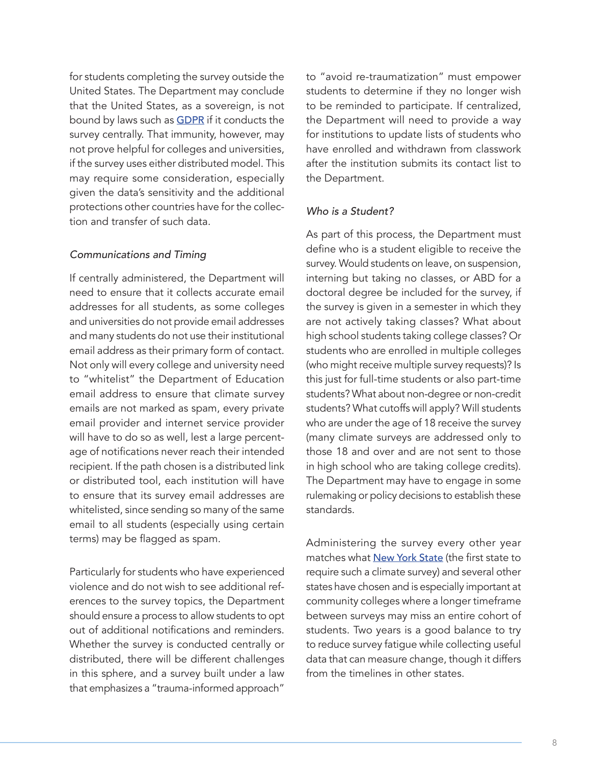for students completing the survey outside the United States. The Department may conclude that the United States, as a sovereign, is not bound by laws such as [GDPR] if it conducts the survey centrally. That immunity, however, may not prove helpful for colleges and universities, if the survey uses either distributed model. This may require some consideration, especially given the data's sensitivity and the additional protections other countries have for the collection and transfer of such data.

### *Communications and Timing*

If centrally administered, the Department will need to ensure that it collects accurate email addresses for all students, as some colleges and universities do not provide email addresses and many students do not use their institutional email address as their primary form of contact. Not only will every college and university need to "whitelist" the Department of Education email address to ensure that climate survey emails are not marked as spam, every private email provider and internet service provider will have to do so as well, lest a large percentage of notifications never reach their intended recipient. If the path chosen is a distributed link or distributed tool, each institution will have to ensure that its survey email addresses are whitelisted, since sending so many of the same email to all students (especially using certain terms) may be flagged as spam.

Particularly for students who have experienced violence and do not wish to see additional references to the survey topics, the Department should ensure a process to allow students to opt out of additional notifications and reminders. Whether the survey is conducted centrally or distributed, there will be different challenges in this sphere, and a survey built under a law that emphasizes a "trauma-informed approach" to "avoid re-traumatization" must empower students to determine if they no longer wish to be reminded to participate. If centralized, the Department will need to provide a way for institutions to update lists of students who have enrolled and withdrawn from classwork after the institution submits its contact list to the Department.

### *Who is a Student?*

As part of this process, the Department must define who is a student eligible to receive the survey. Would students on leave, on suspension, interning but taking no classes, or ABD for a doctoral degree be included for the survey, if the survey is given in a semester in which they are not actively taking classes? What about high school students taking college classes? Or students who are enrolled in multiple colleges (who might receive multiple survey requests)? Is this just for full-time students or also part-time students? What about non-degree or non-credit students? What cutoffs will apply? Will students who are under the age of 18 receive the survey (many climate surveys are addressed only to those 18 and over and are not sent to those in high school who are taking college credits). The Department may have to engage in some rulemaking or policy decisions to establish these standards.

Administering the survey every other year matches what [New York State] (the first state to require such a climate survey) and several other states have chosen and is especially important at community colleges where a longer timeframe between surveys may miss an entire cohort of students. Two years is a good balance to try to reduce survey fatigue while collecting useful data that can measure change, though it differs from the timelines in other states.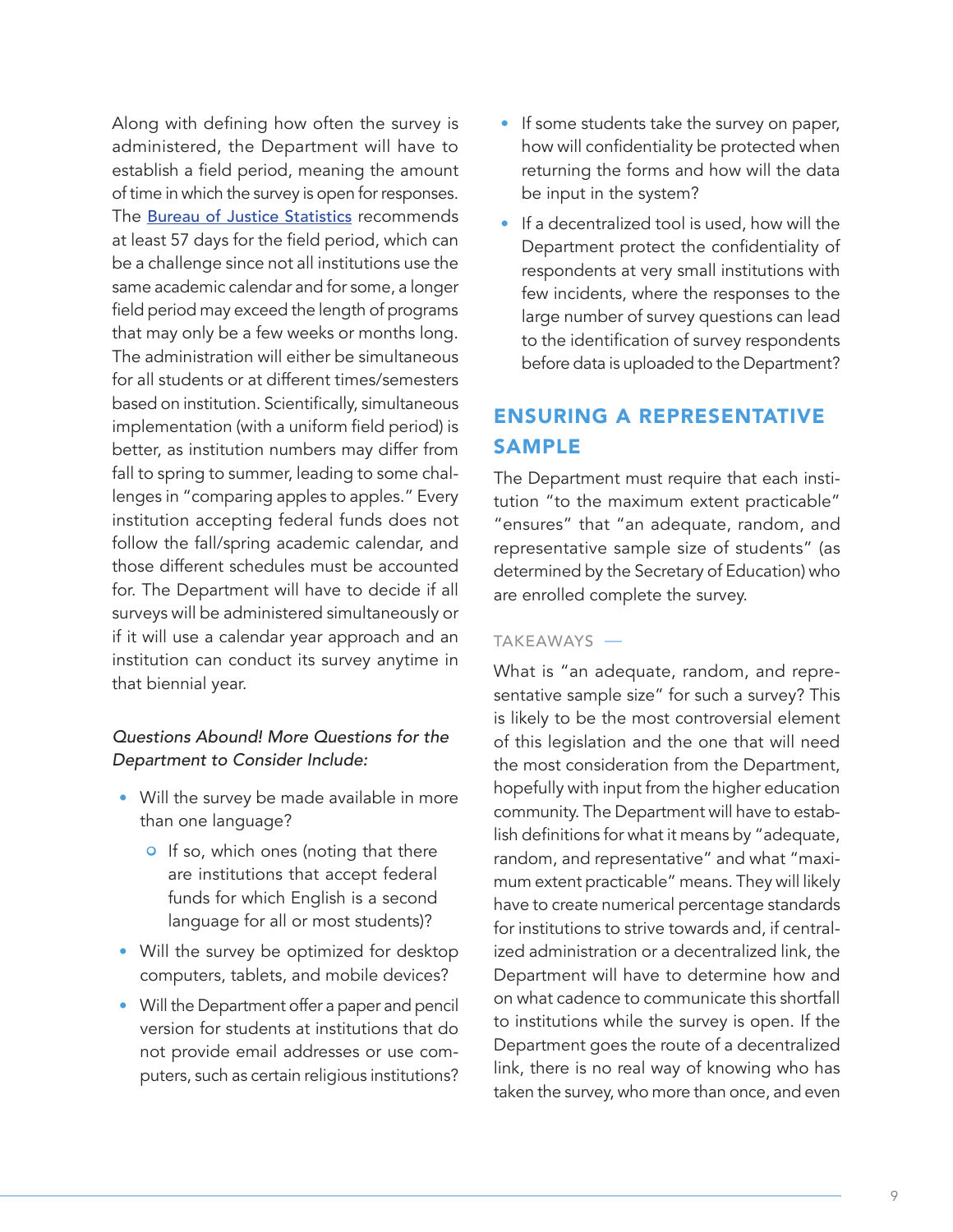Along with defining how often the survey is administered, the Department will have to establish a field period, meaning the amount of time in which the survey is open for responses. The [Bureau of Justice Statistics]() recommends at least 57 days for the field period, which can be a challenge since not all institutions use the same academic calendar and for some, a longer field period may exceed the length of programs that may only be a few weeks or months long. The administration will either be simultaneous for all students or at different times/semesters based on institution. Scientifically, simultaneous implementation (with a uniform field period) is better, as institution numbers may differ from fall to spring to summer, leading to some challenges in "comparing apples to apples." Every institution accepting federal funds does not follow the fall/spring academic calendar, and those different schedules must be accounted for. The Department will have to decide if all surveys will be administered simultaneously or if it will use a calendar year approach and an institution can conduct its survey anytime in that biennial year.

*Questions Abound! More Questions for the Department to Consider Include:*

- Will the survey be made available in more than one language?
  - If so, which ones (noting that there are institutions that accept federal funds for which English is a second language for all or most students)?
- Will the survey be optimized for desktop computers, tablets, and mobile devices?
- Will the Department offer a paper and pencil version for students at institutions that do not provide email addresses or use computers, such as certain religious institutions?
- If some students take the survey on paper, how will confidentiality be protected when returning the forms and how will the data be input in the system?
- If a decentralized tool is used, how will the Department protect the confidentiality of respondents at very small institutions with few incidents, where the responses to the large number of survey questions can lead to the identification of survey respondents before data is uploaded to the Department?

## ENSURING A REPRESENTATIVE SAMPLE

The Department must require that each institution "to the maximum extent practicable" "ensures" that "an adequate, random, and representative sample size of students" (as determined by the Secretary of Education) who are enrolled complete the survey.

TAKEAWAYS —

What is "an adequate, random, and representative sample size" for such a survey? This is likely to be the most controversial element of this legislation and the one that will need the most consideration from the Department, hopefully with input from the higher education community. The Department will have to establish definitions for what it means by "adequate, random, and representative" and what "maximum extent practicable" means. They will likely have to create numerical percentage standards for institutions to strive towards and, if centralized administration or a decentralized link, the Department will have to determine how and on what cadence to communicate this shortfall to institutions while the survey is open. If the Department goes the route of a decentralized link, there is no real way of knowing who has taken the survey, who more than once, and even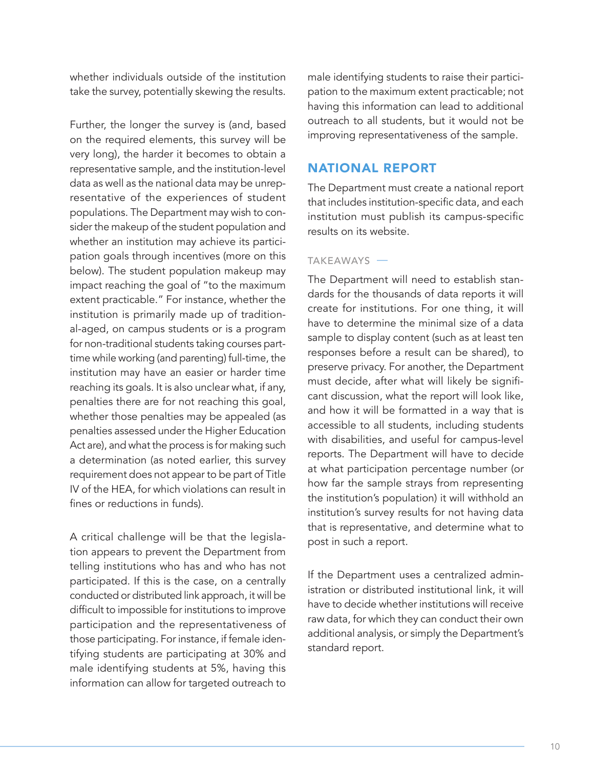whether individuals outside of the institution take the survey, potentially skewing the results.

Further, the longer the survey is (and, based on the required elements, this survey will be very long), the harder it becomes to obtain a representative sample, and the institution-level data as well as the national data may be unrepresentative of the experiences of student populations. The Department may wish to consider the makeup of the student population and whether an institution may achieve its participation goals through incentives (more on this below). The student population makeup may impact reaching the goal of "to the maximum extent practicable." For instance, whether the institution is primarily made up of traditional-aged, on campus students or is a program for non-traditional students taking courses part-time while working (and parenting) full-time, the institution may have an easier or harder time reaching its goals. It is also unclear what, if any, penalties there are for not reaching this goal, whether those penalties may be appealed (as penalties assessed under the Higher Education Act are), and what the process is for making such a determination (as noted earlier, this survey requirement does not appear to be part of Title IV of the HEA, for which violations can result in fines or reductions in funds).

A critical challenge will be that the legislation appears to prevent the Department from telling institutions who has and who has not participated. If this is the case, on a centrally conducted or distributed link approach, it will be difficult to impossible for institutions to improve participation and the representativeness of those participating. For instance, if female identifying students are participating at 30% and male identifying students at 5%, having this information can allow for targeted outreach to male identifying students to raise their participation to the maximum extent practicable; not having this information can lead to additional outreach to all students, but it would not be improving representativeness of the sample.

## NATIONAL REPORT

The Department must create a national report that includes institution-specific data, and each institution must publish its campus-specific results on its website.

### TAKEAWAYS —

The Department will need to establish standards for the thousands of data reports it will create for institutions. For one thing, it will have to determine the minimal size of a data sample to display content (such as at least ten responses before a result can be shared), to preserve privacy. For another, the Department must decide, after what will likely be significant discussion, what the report will look like, and how it will be formatted in a way that is accessible to all students, including students with disabilities, and useful for campus-level reports. The Department will have to decide at what participation percentage number (or how far the sample strays from representing the institution's population) it will withhold an institution's survey results for not having data that is representative, and determine what to post in such a report.

If the Department uses a centralized administration or distributed institutional link, it will have to decide whether institutions will receive raw data, for which they can conduct their own additional analysis, or simply the Department's standard report.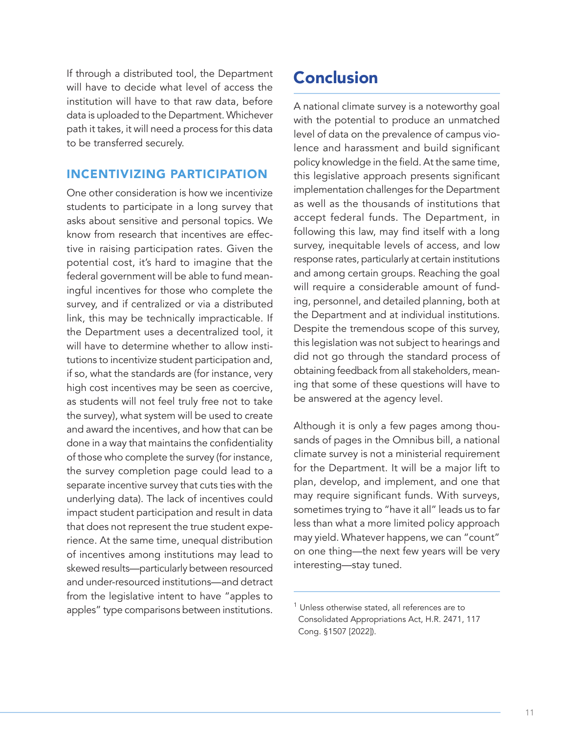If through a distributed tool, the Department will have to decide what level of access the institution will have to that raw data, before data is uploaded to the Department. Whichever path it takes, it will need a process for this data to be transferred securely.

### INCENTIVIZING PARTICIPATION

One other consideration is how we incentivize students to participate in a long survey that asks about sensitive and personal topics. We know from research that incentives are effective in raising participation rates. Given the potential cost, it's hard to imagine that the federal government will be able to fund meaningful incentives for those who complete the survey, and if centralized or via a distributed link, this may be technically impracticable. If the Department uses a decentralized tool, it will have to determine whether to allow institutions to incentivize student participation and, if so, what the standards are (for instance, very high cost incentives may be seen as coercive, as students will not feel truly free not to take the survey), what system will be used to create and award the incentives, and how that can be done in a way that maintains the confidentiality of those who complete the survey (for instance, the survey completion page could lead to a separate incentive survey that cuts ties with the underlying data). The lack of incentives could impact student participation and result in data that does not represent the true student experience. At the same time, unequal distribution of incentives among institutions may lead to skewed results—particularly between resourced and under-resourced institutions—and detract from the legislative intent to have "apples to apples" type comparisons between institutions.

## Conclusion

A national climate survey is a noteworthy goal with the potential to produce an unmatched level of data on the prevalence of campus violence and harassment and build significant policy knowledge in the field. At the same time, this legislative approach presents significant implementation challenges for the Department as well as the thousands of institutions that accept federal funds. The Department, in following this law, may find itself with a long survey, inequitable levels of access, and low response rates, particularly at certain institutions and among certain groups. Reaching the goal will require a considerable amount of funding, personnel, and detailed planning, both at the Department and at individual institutions. Despite the tremendous scope of this survey, this legislation was not subject to hearings and did not go through the standard process of obtaining feedback from all stakeholders, meaning that some of these questions will have to be answered at the agency level.

Although it is only a few pages among thousands of pages in the Omnibus bill, a national climate survey is not a ministerial requirement for the Department. It will be a major lift to plan, develop, and implement, and one that may require significant funds. With surveys, sometimes trying to "have it all" leads us to far less than what a more limited policy approach may yield. Whatever happens, we can "count" on one thing—the next few years will be very interesting—stay tuned.

---

[1] Unless otherwise stated, all references are to Consolidated Appropriations Act, H.R. 2471, 117 Cong. §1507 [2022]).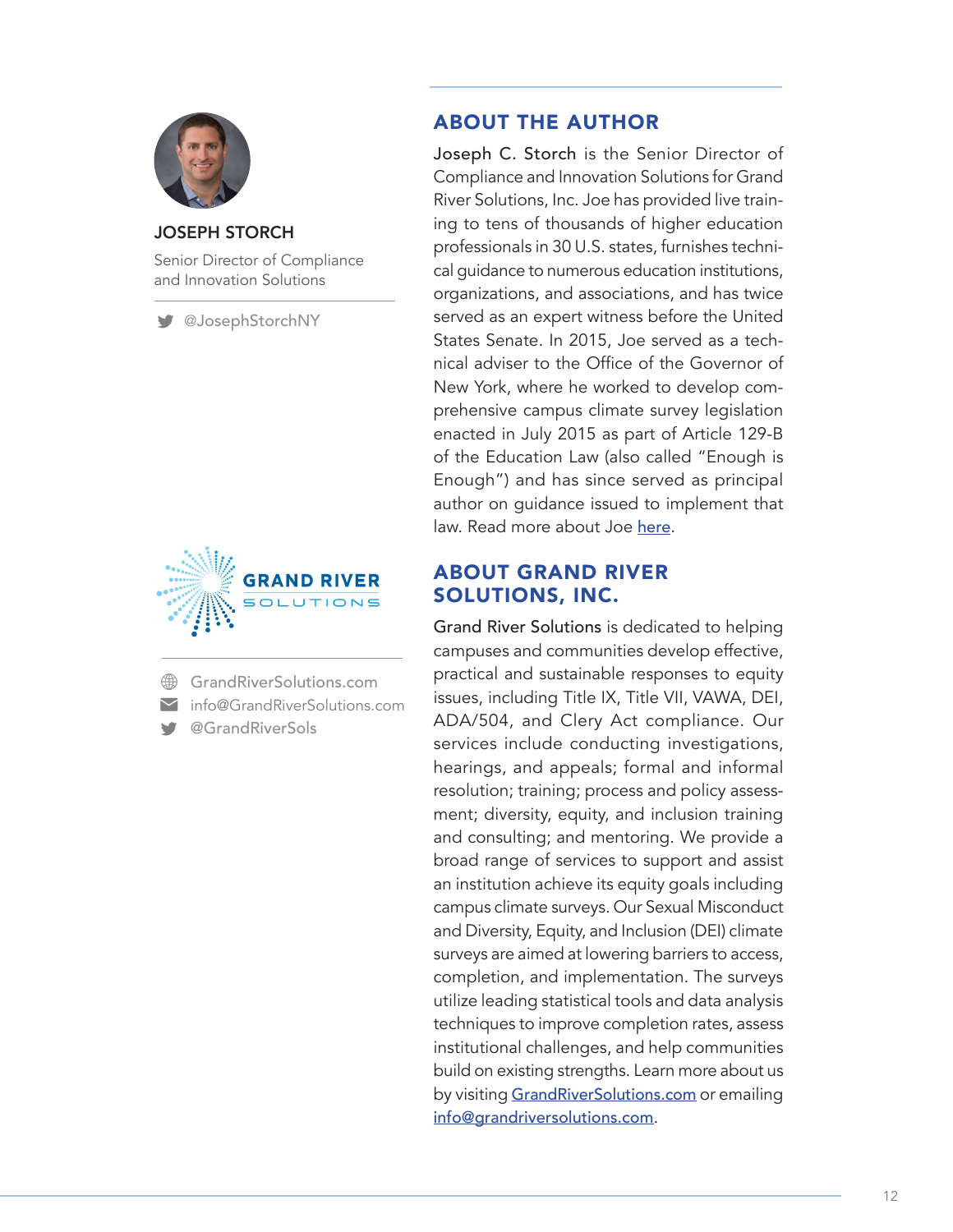**JOSEPH STORCH**

Senior Director of Compliance and Innovation Solutions

@JosephStorchNY

GRAND RIVER SOLUTIONS

GrandRiverSolutions.com
info@GrandRiverSolutions.com
@GrandRiverSols

## ABOUT THE AUTHOR

Joseph C. Storch is the Senior Director of Compliance and Innovation Solutions for Grand River Solutions, Inc. Joe has provided live training to tens of thousands of higher education professionals in 30 U.S. states, furnishes technical guidance to numerous education institutions, organizations, and associations, and has twice served as an expert witness before the United States Senate. In 2015, Joe served as a technical adviser to the Office of the Governor of New York, where he worked to develop comprehensive campus climate survey legislation enacted in July 2015 as part of Article 129-B of the Education Law (also called "Enough is Enough") and has since served as principal author on guidance issued to implement that law. Read more about Joe here.

## ABOUT GRAND RIVER SOLUTIONS, INC.

Grand River Solutions is dedicated to helping campuses and communities develop effective, practical and sustainable responses to equity issues, including Title IX, Title VII, VAWA, DEI, ADA/504, and Clery Act compliance. Our services include conducting investigations, hearings, and appeals; formal and informal resolution; training; process and policy assessment; diversity, equity, and inclusion training and consulting; and mentoring. We provide a broad range of services to support and assist an institution achieve its equity goals including campus climate surveys. Our Sexual Misconduct and Diversity, Equity, and Inclusion (DEI) climate surveys are aimed at lowering barriers to access, completion, and implementation. The surveys utilize leading statistical tools and data analysis techniques to improve completion rates, assess institutional challenges, and help communities build on existing strengths. Learn more about us by visiting GrandRiverSolutions.com or emailing info@grandriversolutions.com.